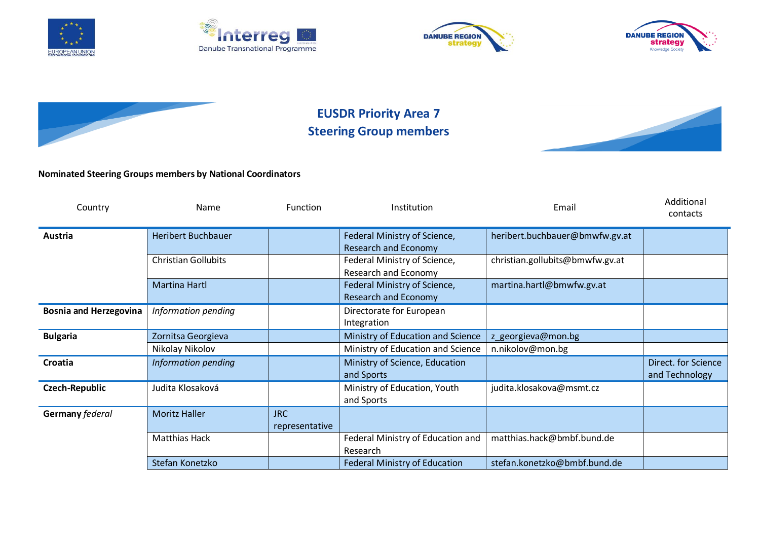# EUSDR Priority Area 7
## Steering Group members

**Nominated Steering Groups members by National Coordinators**

| Country | Name | Function | Institution | Email | Additional contacts |
|---|---|---|---|---|---|
| **Austria** | Heribert Buchbauer | | Federal Ministry of Science, Research and Economy | heribert.buchbauer@bmwfw.gv.at | |
| | Christian Gollubits | | Federal Ministry of Science, Research and Economy | christian.gollubits@bmwfw.gv.at | |
| | Martina Hartl | | Federal Ministry of Science, Research and Economy | martina.hartl@bmwfw.gv.at | |
| **Bosnia and Herzegovina** | *Information pending* | | Directorate for European Integration | | |
| **Bulgaria** | Zornitsa Georgieva | | Ministry of Education and Science | z_georgieva@mon.bg | |
| | Nikolay Nikolov | | Ministry of Education and Science | n.nikolov@mon.bg | |
| **Croatia** | *Information pending* | | Ministry of Science, Education and Sports | | Direct. for Science and Technology |
| **Czech-Republic** | Judita Klosaková | | Ministry of Education, Youth and Sports | judita.klosakova@msmt.cz | |
| **Germany** *federal* | Moritz Haller | JRC representative | | | |
| | Matthias Hack | | Federal Ministry of Education and Research | matthias.hack@bmbf.bund.de | |
| | Stefan Konetzko | | Federal Ministry of Education | stefan.konetzko@bmbf.bund.de | |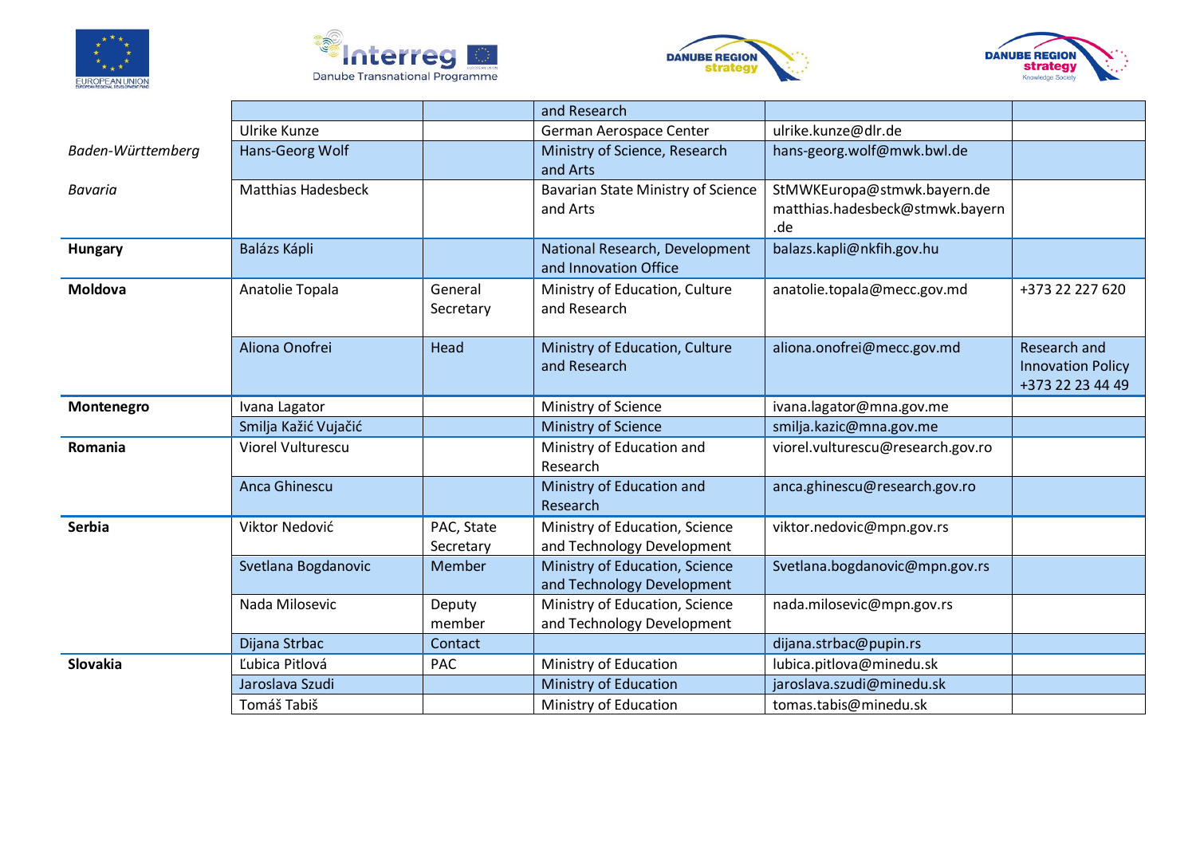| | | | | | |
|---|---|---|---|---|---|
| | | | and Research | | |
| | Ulrike Kunze | | German Aerospace Center | ulrike.kunze@dlr.de | |
| *Baden-Württemberg* | Hans-Georg Wolf | | Ministry of Science, Research and Arts | hans-georg.wolf@mwk.bwl.de | |
| *Bavaria* | Matthias Hadesbeck | | Bavarian State Ministry of Science and Arts | StMWKEuropa@stmwk.bayern.de matthias.hadesbeck@stmwk.bayern.de | |
| **Hungary** | Balázs Kápli | | National Research, Development and Innovation Office | balazs.kapli@nkfih.gov.hu | |
| **Moldova** | Anatolie Topala | General Secretary | Ministry of Education, Culture and Research | anatolie.topala@mecc.gov.md | +373 22 227 620 |
| | Aliona Onofrei | Head | Ministry of Education, Culture and Research | aliona.onofrei@mecc.gov.md | Research and Innovation Policy +373 22 23 44 49 |
| **Montenegro** | Ivana Lagator | | Ministry of Science | ivana.lagator@mna.gov.me | |
| | Smilja Kažić Vujačić | | Ministry of Science | smilja.kazic@mna.gov.me | |
| **Romania** | Viorel Vulturescu | | Ministry of Education and Research | viorel.vulturescu@research.gov.ro | |
| | Anca Ghinescu | | Ministry of Education and Research | anca.ghinescu@research.gov.ro | |
| **Serbia** | Viktor Nedović | PAC, State Secretary | Ministry of Education, Science and Technology Development | viktor.nedovic@mpn.gov.rs | |
| | Svetlana Bogdanovic | Member | Ministry of Education, Science and Technology Development | Svetlana.bogdanovic@mpn.gov.rs | |
| | Nada Milosevic | Deputy member | Ministry of Education, Science and Technology Development | nada.milosevic@mpn.gov.rs | |
| | Dijana Strbac | Contact | | dijana.strbac@pupin.rs | |
| **Slovakia** | Ľubica Pitlová | PAC | Ministry of Education | lubica.pitlova@minedu.sk | |
| | Jaroslava Szudi | | Ministry of Education | jaroslava.szudi@minedu.sk | |
| | Tomáš Tabiš | | Ministry of Education | tomas.tabis@minedu.sk | |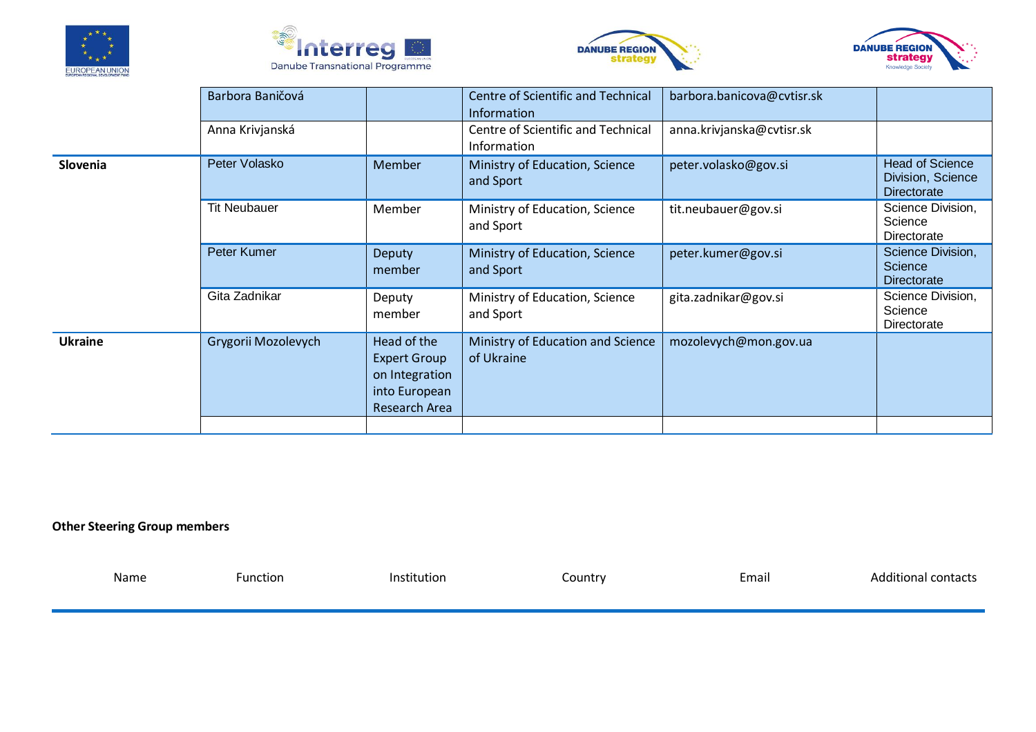| | | | | | |
|---|---|---|---|---|---|
| | Barbora Baničová | | Centre of Scientific and Technical Information | barbora.banicova@cvtisr.sk | |
| | Anna Krivjanská | | Centre of Scientific and Technical Information | anna.krivjanska@cvtisr.sk | |
| **Slovenia** | Peter Volasko | Member | Ministry of Education, Science and Sport | peter.volasko@gov.si | Head of Science Division, Science Directorate |
| | Tit Neubauer | Member | Ministry of Education, Science and Sport | tit.neubauer@gov.si | Science Division, Science Directorate |
| | Peter Kumer | Deputy member | Ministry of Education, Science and Sport | peter.kumer@gov.si | Science Division, Science Directorate |
| | Gita Zadnikar | Deputy member | Ministry of Education, Science and Sport | gita.zadnikar@gov.si | Science Division, Science Directorate |
| **Ukraine** | Grygorii Mozolevych | Head of the Expert Group on Integration into European Research Area | Ministry of Education and Science of Ukraine | mozolevych@mon.gov.ua | |
| | | | | | |

**Other Steering Group members**

| Name | Function | Institution | Country | Email | Additional contacts |
|---|---|---|---|---|---|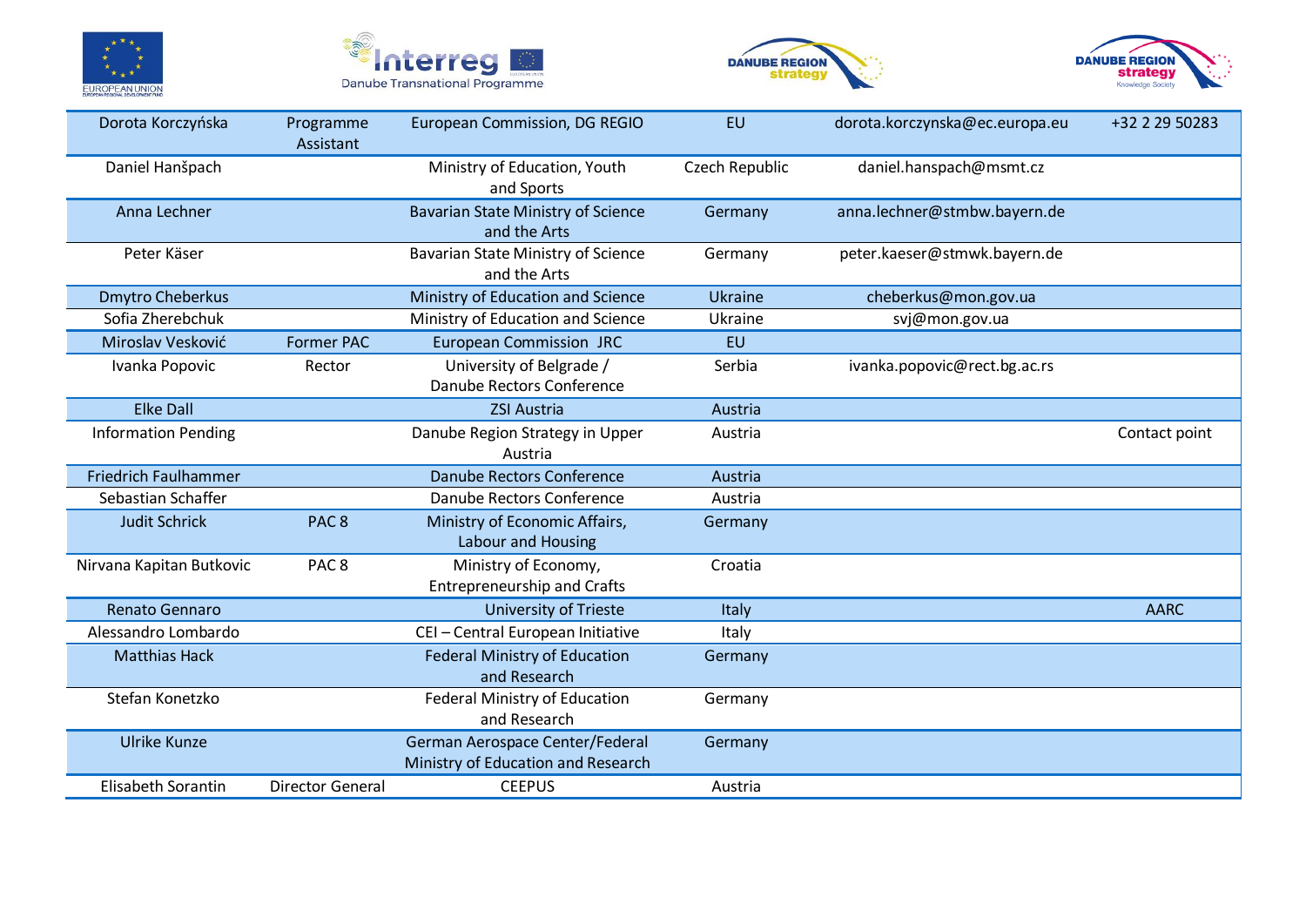| | | | | | |
|---|---|---|---|---|---|
| Dorota Korczyńska | Programme Assistant | European Commission, DG REGIO | EU | dorota.korczynska@ec.europa.eu | +32 2 29 50283 |
| Daniel Hanšpach | | Ministry of Education, Youth and Sports | Czech Republic | daniel.hanspach@msmt.cz | |
| Anna Lechner | | Bavarian State Ministry of Science and the Arts | Germany | anna.lechner@stmbw.bayern.de | |
| Peter Käser | | Bavarian State Ministry of Science and the Arts | Germany | peter.kaeser@stmwk.bayern.de | |
| Dmytro Cheberkus | | Ministry of Education and Science | Ukraine | cheberkus@mon.gov.ua | |
| Sofia Zherebchuk | | Ministry of Education and Science | Ukraine | svj@mon.gov.ua | |
| Miroslav Vesković | Former PAC | European Commission JRC | EU | | |
| Ivanka Popovic | Rector | University of Belgrade / Danube Rectors Conference | Serbia | ivanka.popovic@rect.bg.ac.rs | |
| Elke Dall | | ZSI Austria | Austria | | |
| Information Pending | | Danube Region Strategy in Upper Austria | Austria | | Contact point |
| Friedrich Faulhammer | | Danube Rectors Conference | Austria | | |
| Sebastian Schaffer | | Danube Rectors Conference | Austria | | |
| Judit Schrick | PAC 8 | Ministry of Economic Affairs, Labour and Housing | Germany | | |
| Nirvana Kapitan Butkovic | PAC 8 | Ministry of Economy, Entrepreneurship and Crafts | Croatia | | |
| Renato Gennaro | | University of Trieste | Italy | | AARC |
| Alessandro Lombardo | | CEI – Central European Initiative | Italy | | |
| Matthias Hack | | Federal Ministry of Education and Research | Germany | | |
| Stefan Konetzko | | Federal Ministry of Education and Research | Germany | | |
| Ulrike Kunze | | German Aerospace Center/Federal Ministry of Education and Research | Germany | | |
| Elisabeth Sorantin | Director General | CEEPUS | Austria | | |